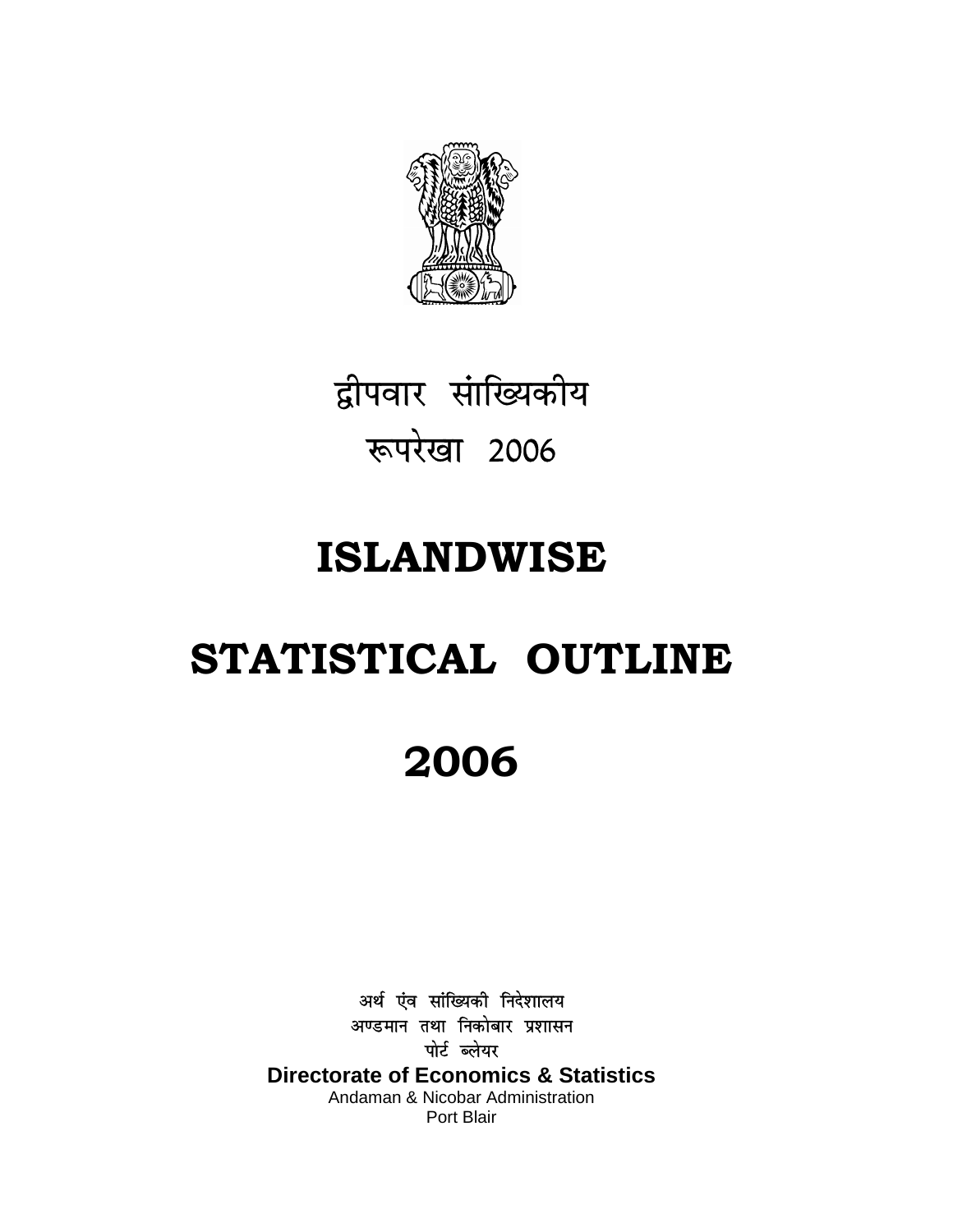द्वीपवार सांख्यिकीय

रूपरेखा 2006

# ISLANDWISE

# STATISTICAL OUTLINE

# 2006

अर्थ एंव सांख्यिकी निदेशालय

अण्डमान तथा निकोबार प्रशासन

पोर्ट ब्लेयर

**Directorate of Economics & Statistics**

Andaman & Nicobar Administration

Port Blair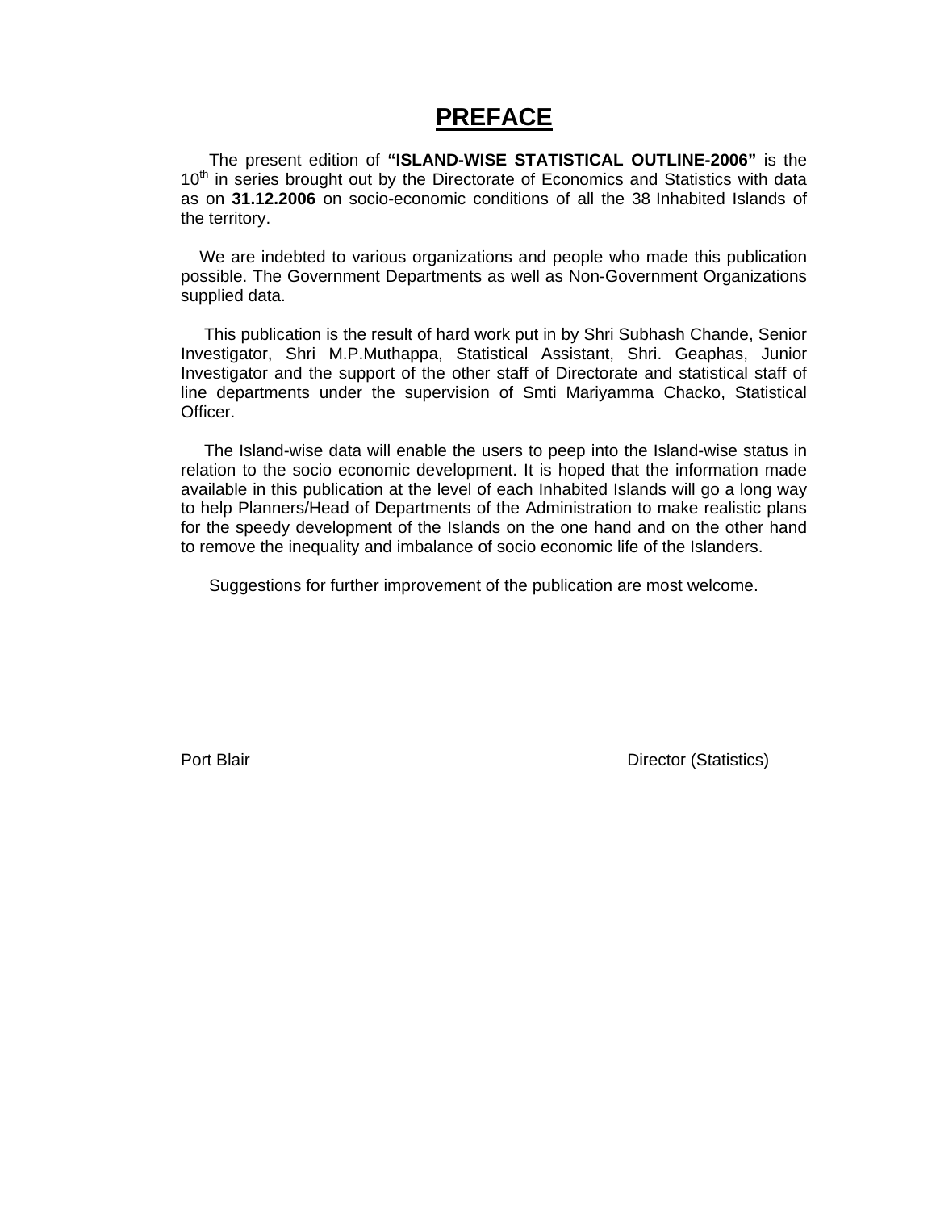# PREFACE

The present edition of **"ISLAND-WISE STATISTICAL OUTLINE-2006"** is the 10th in series brought out by the Directorate of Economics and Statistics with data as on **31.12.2006** on socio-economic conditions of all the 38 Inhabited Islands of the territory.

We are indebted to various organizations and people who made this publication possible. The Government Departments as well as Non-Government Organizations supplied data.

This publication is the result of hard work put in by Shri Subhash Chande, Senior Investigator, Shri M.P.Muthappa, Statistical Assistant, Shri. Geaphas, Junior Investigator and the support of the other staff of Directorate and statistical staff of line departments under the supervision of Smti Mariyamma Chacko, Statistical Officer.

The Island-wise data will enable the users to peep into the Island-wise status in relation to the socio economic development. It is hoped that the information made available in this publication at the level of each Inhabited Islands will go a long way to help Planners/Head of Departments of the Administration to make realistic plans for the speedy development of the Islands on the one hand and on the other hand to remove the inequality and imbalance of socio economic life of the Islanders.

Suggestions for further improvement of the publication are most welcome.

Port Blair                                                                 Director (Statistics)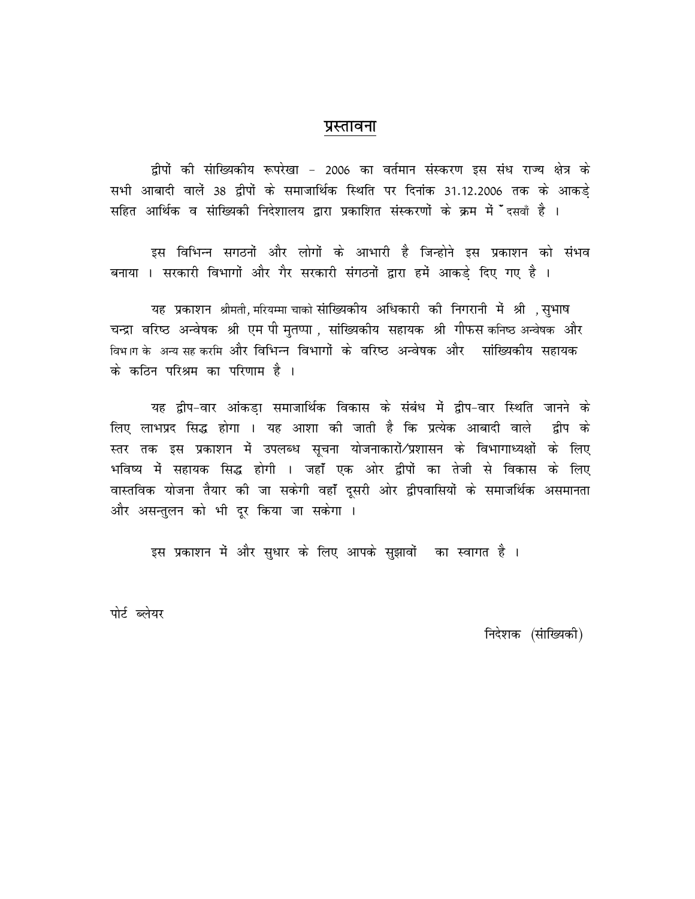## प्रस्तावना

द्वीपों की सांख्यिकीय रूपरेखा - 2006 का वर्तमान संस्करण इस संघ राज्य क्षेत्र के सभी आबादी वालें 38 द्वीपों के समाजार्थिक स्थिति पर दिनांक 31.12.2006 तक के आकड़े सहित आर्थिक व सांख्यिकी निदेशालय द्वारा प्रकाशित संस्करणों के क्रम में ँदसवाँ है ।

इस विभिन्न सगठनों और लोगों के आभारी है जिन्होने इस प्रकाशन को संभव बनाया । सरकारी विभागों और गैर सरकारी संगठनों द्वारा हमें आकड़े दिए गए है ।

यह प्रकाशन श्रीमती, मरियम्मा चाको सांख्यिकीय अधिकारी की निगरानी में श्री , सुभाष चन्द्रा वरिष्ठ अन्वेषक श्री एम पी मुतप्पा , सांख्यिकीय सहायक श्री गीफस कनिष्ठ अन्वेषक और विभाग के अन्य सह करमि और विभिन्न विभागों के वरिष्ठ अन्वेषक और सांख्यिकीय सहायक के कठिन परिश्रम का परिणाम है ।

यह द्वीप-वार आंकड़ा समाजार्थिक विकास के संबंध में द्वीप-वार स्थिति जानने के लिए लाभप्रद सिद्ध होगा । यह आशा की जाती है कि प्रत्येक आबादी वाले द्वीप के स्तर तक इस प्रकाशन में उपलब्ध सूचना योजनाकारों/प्रशासन के विभागाध्यक्षों के लिए भविष्य में सहायक सिद्ध होगी । जहाँ एक ओर द्वीपों का तेजी से विकास के लिए वास्तविक योजना तैयार की जा सकेगी वहाँ दूसरी ओर द्वीपवासियों के समाजर्थिक असमानता और असन्तुलन को भी दूर किया जा सकेगा ।

इस प्रकाशन में और सुधार के लिए आपके सुझावों का स्वागत है ।

पोर्ट ब्लेयर

निदेशक (सांख्यिकी)